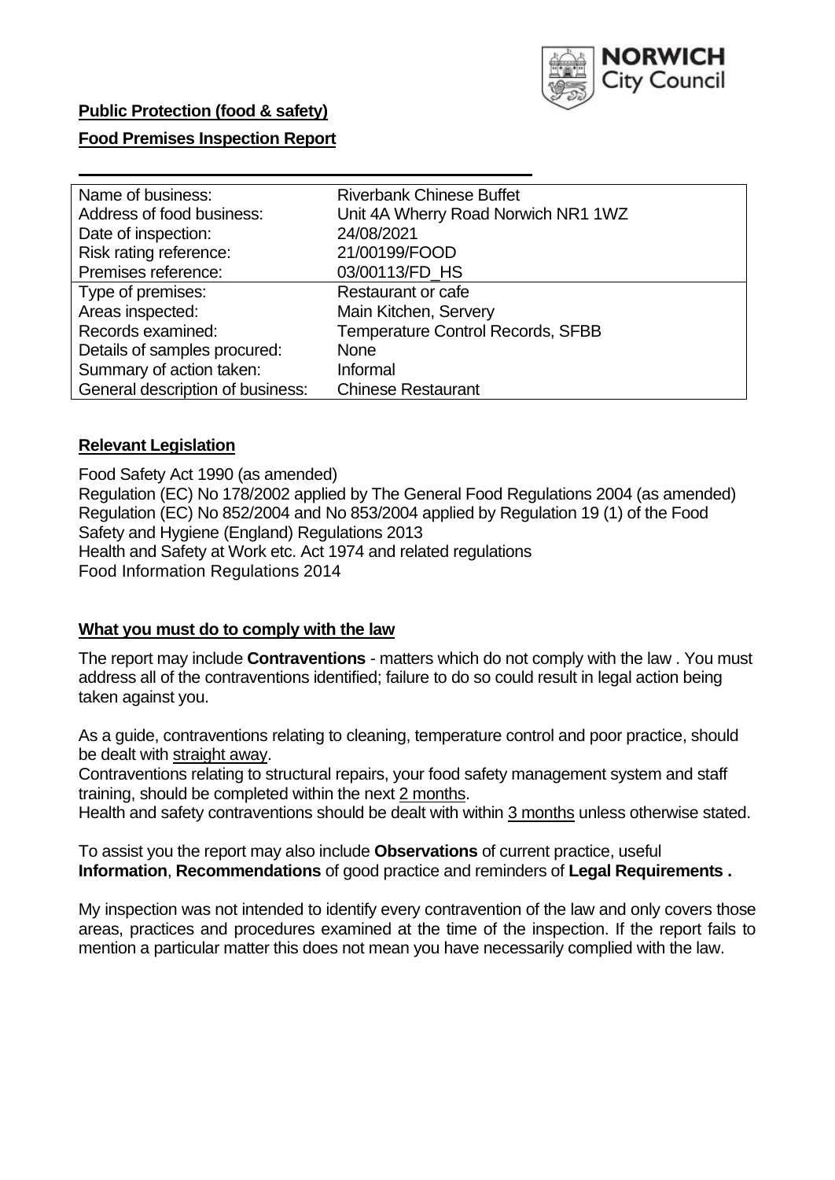**Public Protection (food & safety)**

**Food Premises Inspection Report**

| Name of business: | Riverbank Chinese Buffet |
|---|---|
| Address of food business: | Unit 4A Wherry Road Norwich NR1 1WZ |
| Date of inspection: | 24/08/2021 |
| Risk rating reference: | 21/00199/FOOD |
| Premises reference: | 03/00113/FD_HS |
| Type of premises: | Restaurant or cafe |
| Areas inspected: | Main Kitchen, Servery |
| Records examined: | Temperature Control Records, SFBB |
| Details of samples procured: | None |
| Summary of action taken: | Informal |
| General description of business: | Chinese Restaurant |

## Relevant Legislation

Food Safety Act 1990 (as amended)
Regulation (EC) No 178/2002 applied by The General Food Regulations 2004 (as amended)
Regulation (EC) No 852/2004 and No 853/2004 applied by Regulation 19 (1) of the Food Safety and Hygiene (England) Regulations 2013
Health and Safety at Work etc. Act 1974 and related regulations
Food Information Regulations 2014

## What you must do to comply with the law

The report may include **Contraventions** - matters which do not comply with the law . You must address all of the contraventions identified; failure to do so could result in legal action being taken against you.

As a guide, contraventions relating to cleaning, temperature control and poor practice, should be dealt with straight away.
Contraventions relating to structural repairs, your food safety management system and staff training, should be completed within the next 2 months.
Health and safety contraventions should be dealt with within 3 months unless otherwise stated.

To assist you the report may also include **Observations** of current practice, useful **Information**, **Recommendations** of good practice and reminders of **Legal Requirements .**

My inspection was not intended to identify every contravention of the law and only covers those areas, practices and procedures examined at the time of the inspection. If the report fails to mention a particular matter this does not mean you have necessarily complied with the law.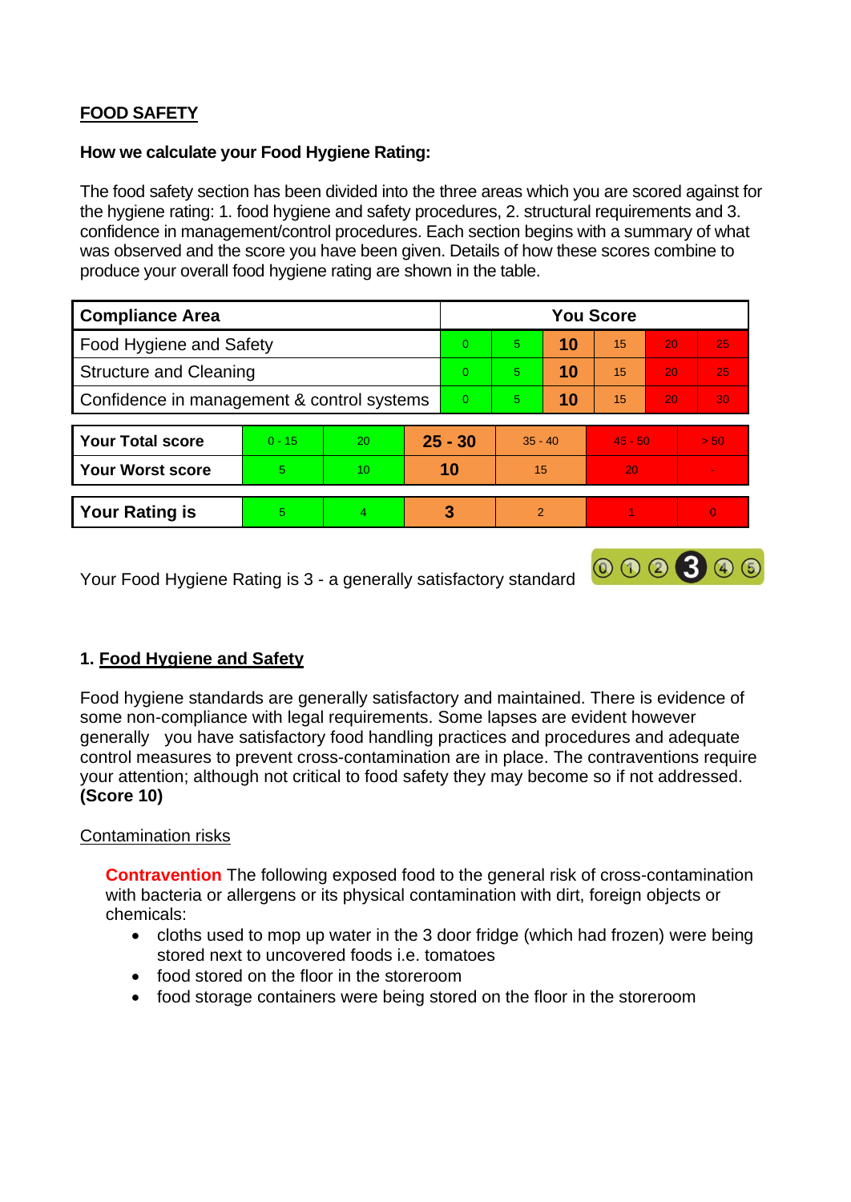## FOOD SAFETY

**How we calculate your Food Hygiene Rating:**

The food safety section has been divided into the three areas which you are scored against for the hygiene rating: 1. food hygiene and safety procedures, 2. structural requirements and 3. confidence in management/control procedures. Each section begins with a summary of what was observed and the score you have been given. Details of how these scores combine to produce your overall food hygiene rating are shown in the table.

| Compliance Area | You Score | | | | | |
|---|---|---|---|---|---|---|
| Food Hygiene and Safety | 0 | 5 | **10** | 15 | 20 | 25 |
| Structure and Cleaning | 0 | 5 | **10** | 15 | 20 | 25 |
| Confidence in management & control systems | 0 | 5 | **10** | 15 | 20 | 30 |

| | | | | | | |
|---|---|---|---|---|---|---|
| **Your Total score** | 0 - 15 | 20 | **25 - 30** | 35 - 40 | 45 - 50 | > 50 |
| **Your Worst score** | 5 | 10 | **10** | 15 | 20 | - |

| | | | | | | |
|---|---|---|---|---|---|---|
| **Your Rating is** | 5 | 4 | **3** | 2 | 1 | 0 |

Your Food Hygiene Rating is 3 - a generally satisfactory standard

### 1. Food Hygiene and Safety

Food hygiene standards are generally satisfactory and maintained. There is evidence of some non-compliance with legal requirements. Some lapses are evident however generally you have satisfactory food handling practices and procedures and adequate control measures to prevent cross-contamination are in place. The contraventions require your attention; although not critical to food safety they may become so if not addressed. **(Score 10)**

Contamination risks

**Contravention** The following exposed food to the general risk of cross-contamination with bacteria or allergens or its physical contamination with dirt, foreign objects or chemicals:

- cloths used to mop up water in the 3 door fridge (which had frozen) were being stored next to uncovered foods i.e. tomatoes
- food stored on the floor in the storeroom
- food storage containers were being stored on the floor in the storeroom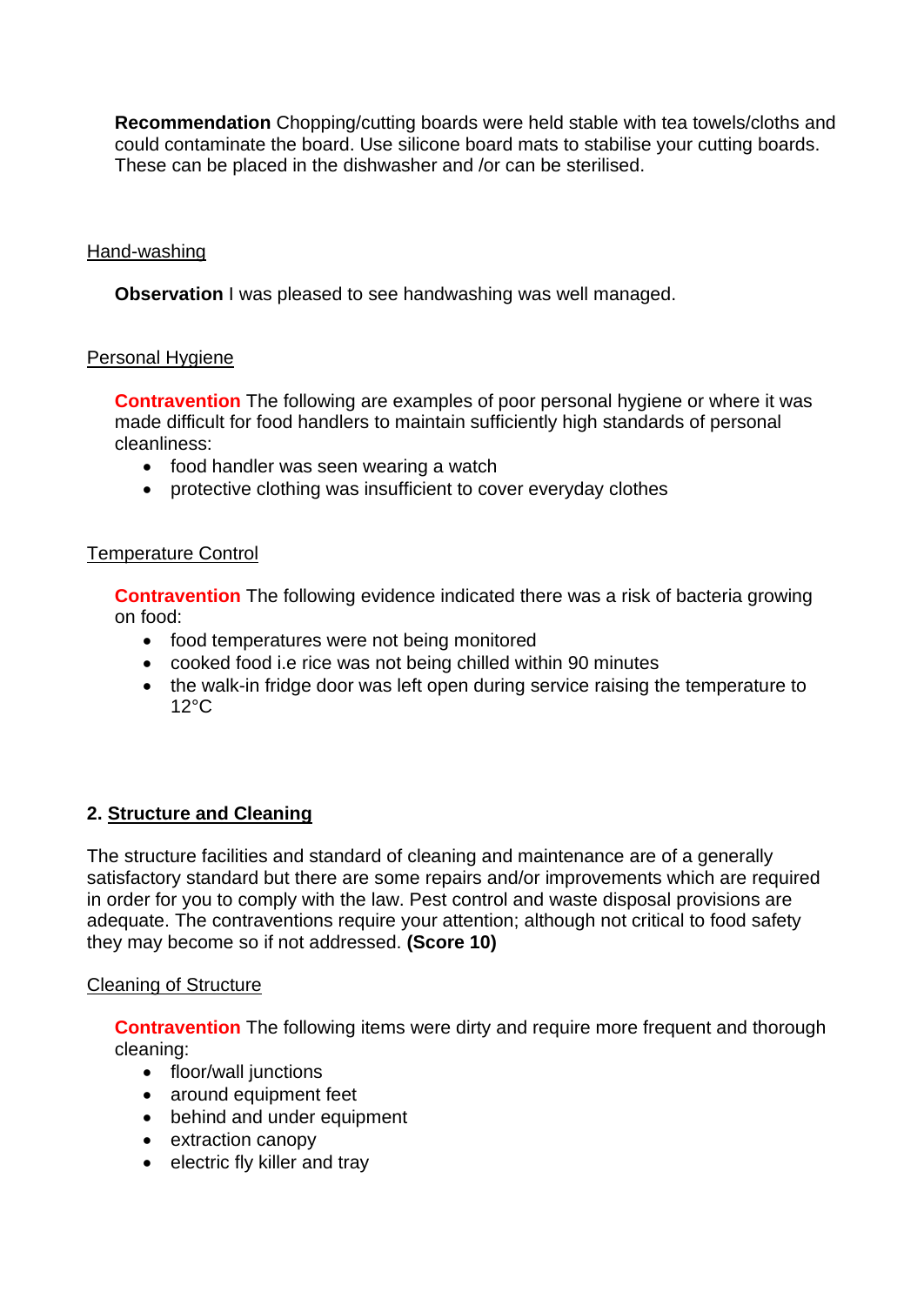**Recommendation** Chopping/cutting boards were held stable with tea towels/cloths and could contaminate the board. Use silicone board mats to stabilise your cutting boards. These can be placed in the dishwasher and /or can be sterilised.

<u>Hand-washing</u>

**Observation** I was pleased to see handwashing was well managed.

<u>Personal Hygiene</u>

**Contravention** The following are examples of poor personal hygiene or where it was made difficult for food handlers to maintain sufficiently high standards of personal cleanliness:

- food handler was seen wearing a watch
- protective clothing was insufficient to cover everyday clothes

<u>Temperature Control</u>

**Contravention** The following evidence indicated there was a risk of bacteria growing on food:

- food temperatures were not being monitored
- cooked food i.e rice was not being chilled within 90 minutes
- the walk-in fridge door was left open during service raising the temperature to 12°C

## 2. <u>Structure and Cleaning</u>

The structure facilities and standard of cleaning and maintenance are of a generally satisfactory standard but there are some repairs and/or improvements which are required in order for you to comply with the law. Pest control and waste disposal provisions are adequate. The contraventions require your attention; although not critical to food safety they may become so if not addressed. **(Score 10)**

<u>Cleaning of Structure</u>

**Contravention** The following items were dirty and require more frequent and thorough cleaning:

- floor/wall junctions
- around equipment feet
- behind and under equipment
- extraction canopy
- electric fly killer and tray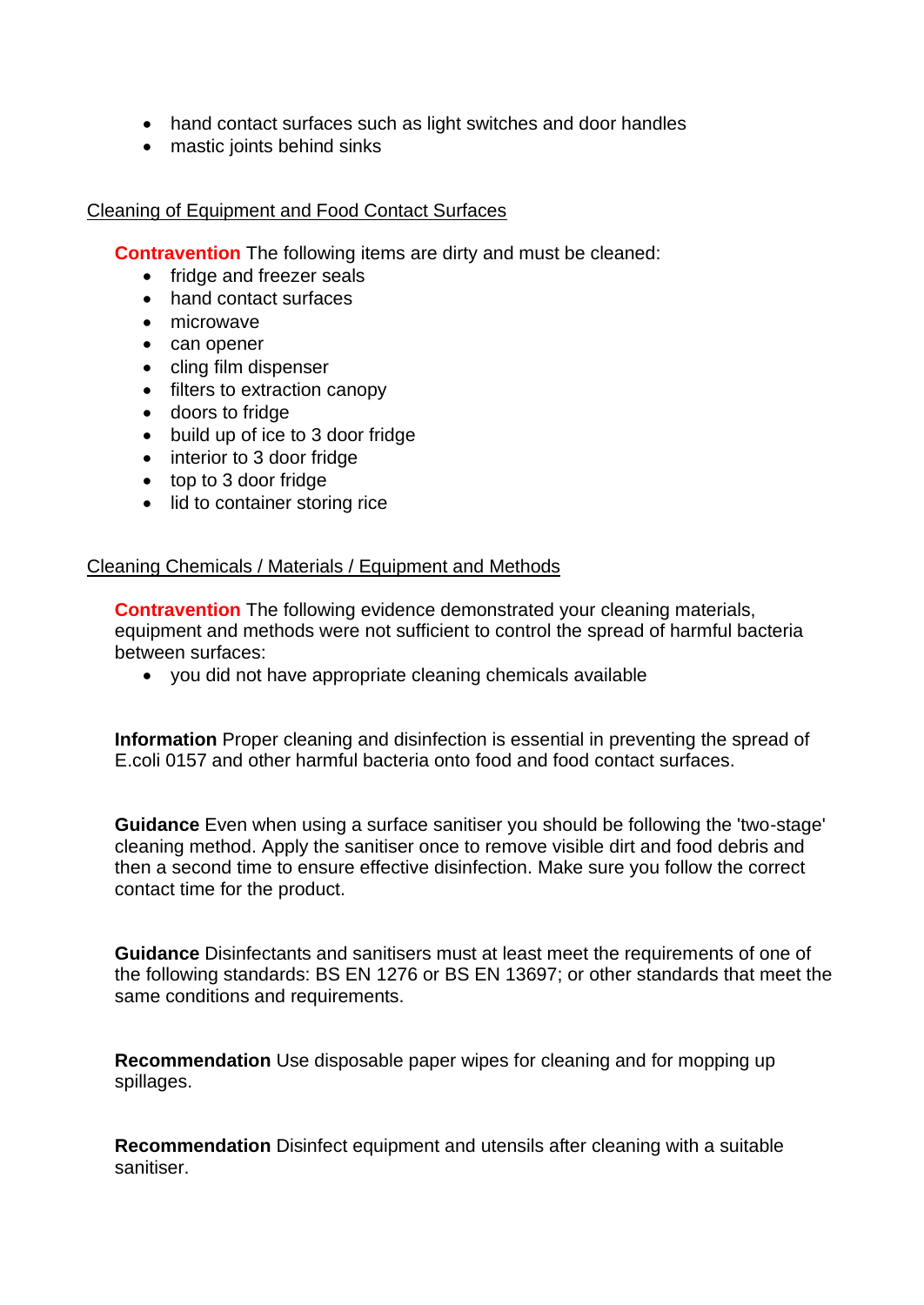- hand contact surfaces such as light switches and door handles
- mastic joints behind sinks

Cleaning of Equipment and Food Contact Surfaces

**Contravention** The following items are dirty and must be cleaned:

- fridge and freezer seals
- hand contact surfaces
- microwave
- can opener
- cling film dispenser
- filters to extraction canopy
- doors to fridge
- build up of ice to 3 door fridge
- interior to 3 door fridge
- top to 3 door fridge
- lid to container storing rice

Cleaning Chemicals / Materials / Equipment and Methods

**Contravention** The following evidence demonstrated your cleaning materials, equipment and methods were not sufficient to control the spread of harmful bacteria between surfaces:

- you did not have appropriate cleaning chemicals available

**Information** Proper cleaning and disinfection is essential in preventing the spread of E.coli 0157 and other harmful bacteria onto food and food contact surfaces.

**Guidance** Even when using a surface sanitiser you should be following the 'two-stage' cleaning method. Apply the sanitiser once to remove visible dirt and food debris and then a second time to ensure effective disinfection. Make sure you follow the correct contact time for the product.

**Guidance** Disinfectants and sanitisers must at least meet the requirements of one of the following standards: BS EN 1276 or BS EN 13697; or other standards that meet the same conditions and requirements.

**Recommendation** Use disposable paper wipes for cleaning and for mopping up spillages.

**Recommendation** Disinfect equipment and utensils after cleaning with a suitable sanitiser.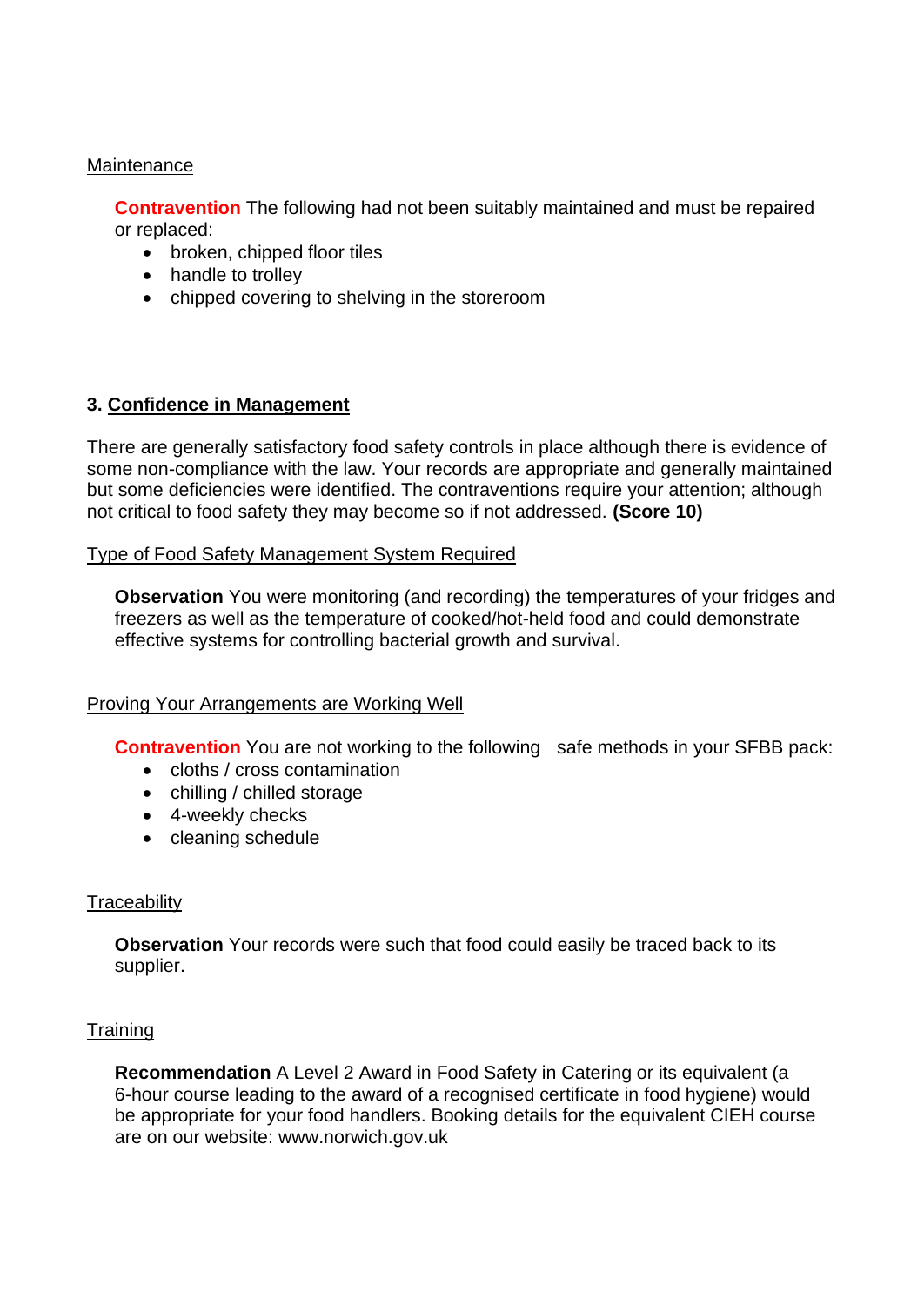Maintenance

**Contravention** The following had not been suitably maintained and must be repaired or replaced:

- broken, chipped floor tiles
- handle to trolley
- chipped covering to shelving in the storeroom

### 3. Confidence in Management

There are generally satisfactory food safety controls in place although there is evidence of some non-compliance with the law. Your records are appropriate and generally maintained but some deficiencies were identified. The contraventions require your attention; although not critical to food safety they may become so if not addressed. **(Score 10)**

Type of Food Safety Management System Required

**Observation** You were monitoring (and recording) the temperatures of your fridges and freezers as well as the temperature of cooked/hot-held food and could demonstrate effective systems for controlling bacterial growth and survival.

Proving Your Arrangements are Working Well

**Contravention** You are not working to the following safe methods in your SFBB pack:

- cloths / cross contamination
- chilling / chilled storage
- 4-weekly checks
- cleaning schedule

Traceability

**Observation** Your records were such that food could easily be traced back to its supplier.

Training

**Recommendation** A Level 2 Award in Food Safety in Catering or its equivalent (a 6-hour course leading to the award of a recognised certificate in food hygiene) would be appropriate for your food handlers. Booking details for the equivalent CIEH course are on our website: www.norwich.gov.uk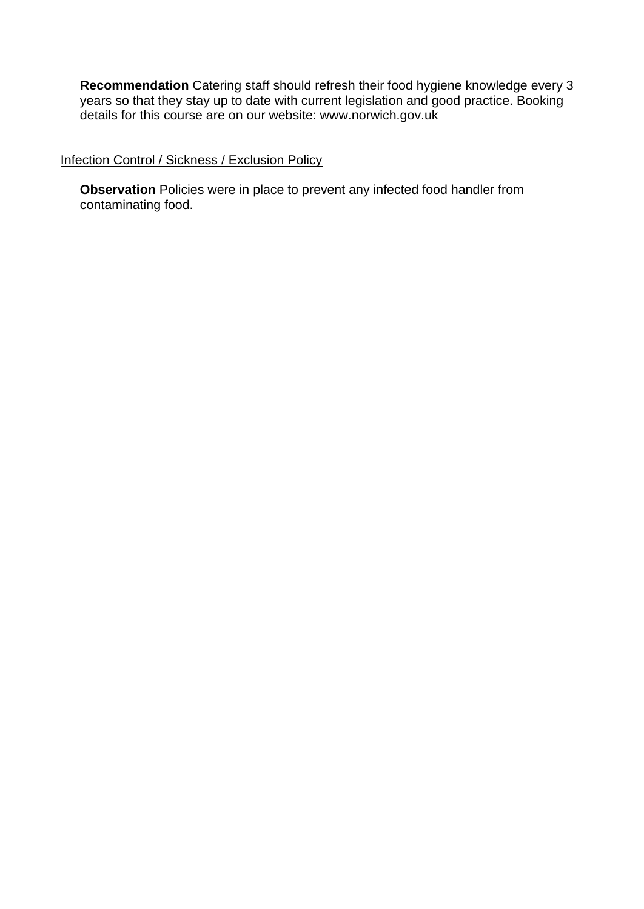**Recommendation** Catering staff should refresh their food hygiene knowledge every 3 years so that they stay up to date with current legislation and good practice. Booking details for this course are on our website: www.norwich.gov.uk

Infection Control / Sickness / Exclusion Policy

**Observation** Policies were in place to prevent any infected food handler from contaminating food.